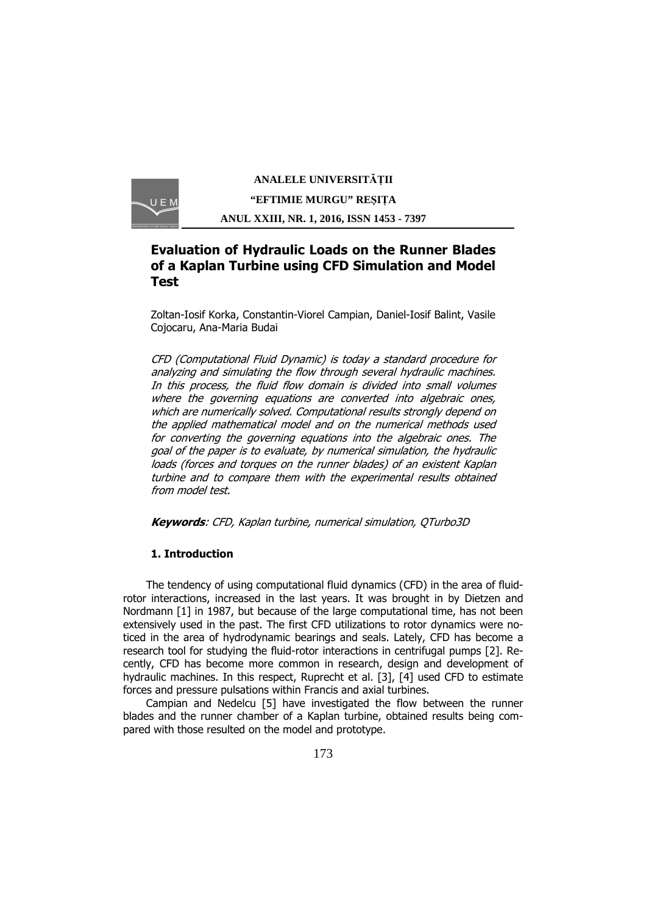# Evaluation of Hydraulic Loads on the Runner Blades of a Kaplan Turbine using CFD Simulation and Model Test

Zoltan-Iosif Korka, Constantin-Viorel Campian, Daniel-Iosif Balint, Vasile Cojocaru, Ana-Maria Budai

*CFD (Computational Fluid Dynamic) is today a standard procedure for analyzing and simulating the flow through several hydraulic machines. In this process, the fluid flow domain is divided into small volumes where the governing equations are converted into algebraic ones, which are numerically solved. Computational results strongly depend on the applied mathematical model and on the numerical methods used for converting the governing equations into the algebraic ones. The goal of the paper is to evaluate, by numerical simulation, the hydraulic loads (forces and torques on the runner blades) of an existent Kaplan turbine and to compare them with the experimental results obtained from model test.*

***Keywords***: *CFD, Kaplan turbine, numerical simulation, QTurbo3D*

## 1. Introduction

The tendency of using computational fluid dynamics (CFD) in the area of fluid-rotor interactions, increased in the last years. It was brought in by Dietzen and Nordmann [1] in 1987, but because of the large computational time, has not been extensively used in the past. The first CFD utilizations to rotor dynamics were noticed in the area of hydrodynamic bearings and seals. Lately, CFD has become a research tool for studying the fluid-rotor interactions in centrifugal pumps [2]. Recently, CFD has become more common in research, design and development of hydraulic machines. In this respect, Ruprecht et al. [3], [4] used CFD to estimate forces and pressure pulsations within Francis and axial turbines.

Campian and Nedelcu [5] have investigated the flow between the runner blades and the runner chamber of a Kaplan turbine, obtained results being compared with those resulted on the model and prototype.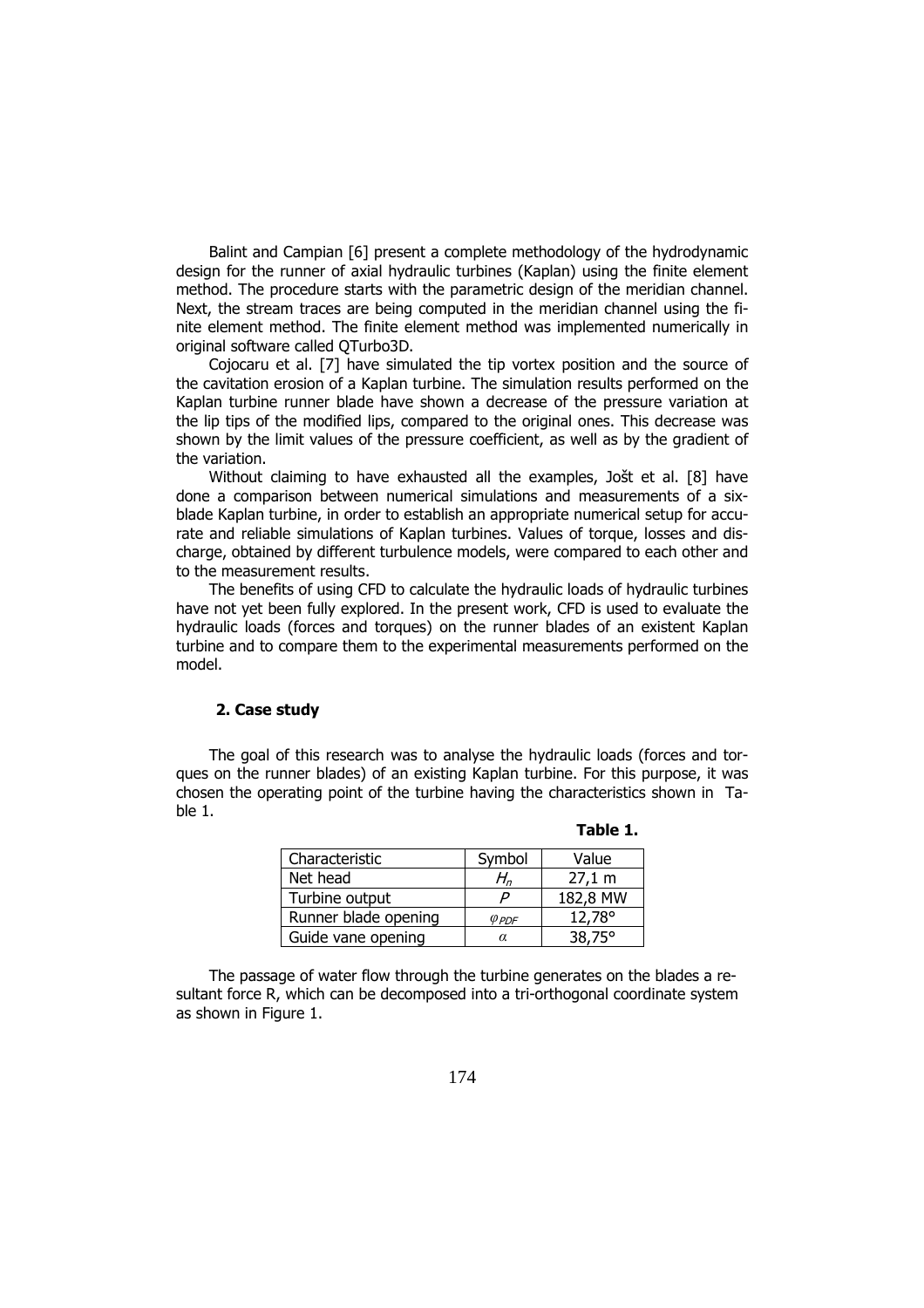Balint and Campian [6] present a complete methodology of the hydrodynamic design for the runner of axial hydraulic turbines (Kaplan) using the finite element method. The procedure starts with the parametric design of the meridian channel. Next, the stream traces are being computed in the meridian channel using the finite element method. The finite element method was implemented numerically in original software called QTurbo3D.

Cojocaru et al. [7] have simulated the tip vortex position and the source of the cavitation erosion of a Kaplan turbine. The simulation results performed on the Kaplan turbine runner blade have shown a decrease of the pressure variation at the lip tips of the modified lips, compared to the original ones. This decrease was shown by the limit values of the pressure coefficient, as well as by the gradient of the variation.

Without claiming to have exhausted all the examples, Jošt et al. [8] have done a comparison between numerical simulations and measurements of a six-blade Kaplan turbine, in order to establish an appropriate numerical setup for accurate and reliable simulations of Kaplan turbines. Values of torque, losses and discharge, obtained by different turbulence models, were compared to each other and to the measurement results.

The benefits of using CFD to calculate the hydraulic loads of hydraulic turbines have not yet been fully explored. In the present work, CFD is used to evaluate the hydraulic loads (forces and torques) on the runner blades of an existent Kaplan turbine and to compare them to the experimental measurements performed on the model.

## 2. Case study

The goal of this research was to analyse the hydraulic loads (forces and torques on the runner blades) of an existing Kaplan turbine. For this purpose, it was chosen the operating point of the turbine having the characteristics shown in Table 1.

**Table 1.**

| Characteristic | Symbol | Value |
|---|---|---|
| Net head | $H_n$ | 27,1 m |
| Turbine output | $P$ | 182,8 MW |
| Runner blade opening | $\varphi_{PDF}$ | 12,78° |
| Guide vane opening | $\alpha$ | 38,75° |

The passage of water flow through the turbine generates on the blades a resultant force R, which can be decomposed into a tri-orthogonal coordinate system as shown in Figure 1.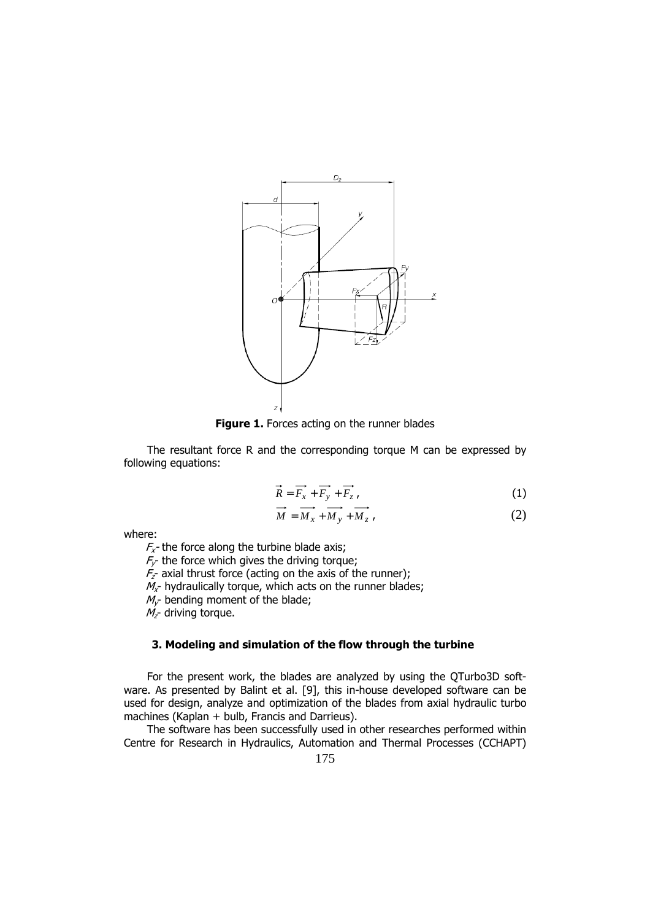**Figure 1.** Forces acting on the runner blades

The resultant force R and the corresponding torque M can be expressed by following equations:

$$\vec{R} = \overrightarrow{F_x} + \overrightarrow{F_y} + \overrightarrow{F_z}\,, \tag{1}$$

$$\overrightarrow{M} = \overrightarrow{M_x} + \overrightarrow{M_y} + \overrightarrow{M_z}\,, \tag{2}$$

where:

$F_x$- the force along the turbine blade axis;

$F_y$- the force which gives the driving torque;

$F_z$- axial thrust force (acting on the axis of the runner);

$M_x$- hydraulically torque, which acts on the runner blades;

$M_y$- bending moment of the blade;

$M_z$- driving torque.

### 3. Modeling and simulation of the flow through the turbine

For the present work, the blades are analyzed by using the QTurbo3D software. As presented by Balint et al. [9], this in-house developed software can be used for design, analyze and optimization of the blades from axial hydraulic turbo machines (Kaplan + bulb, Francis and Darrieus).

The software has been successfully used in other researches performed within Centre for Research in Hydraulics, Automation and Thermal Processes (CCHAPT)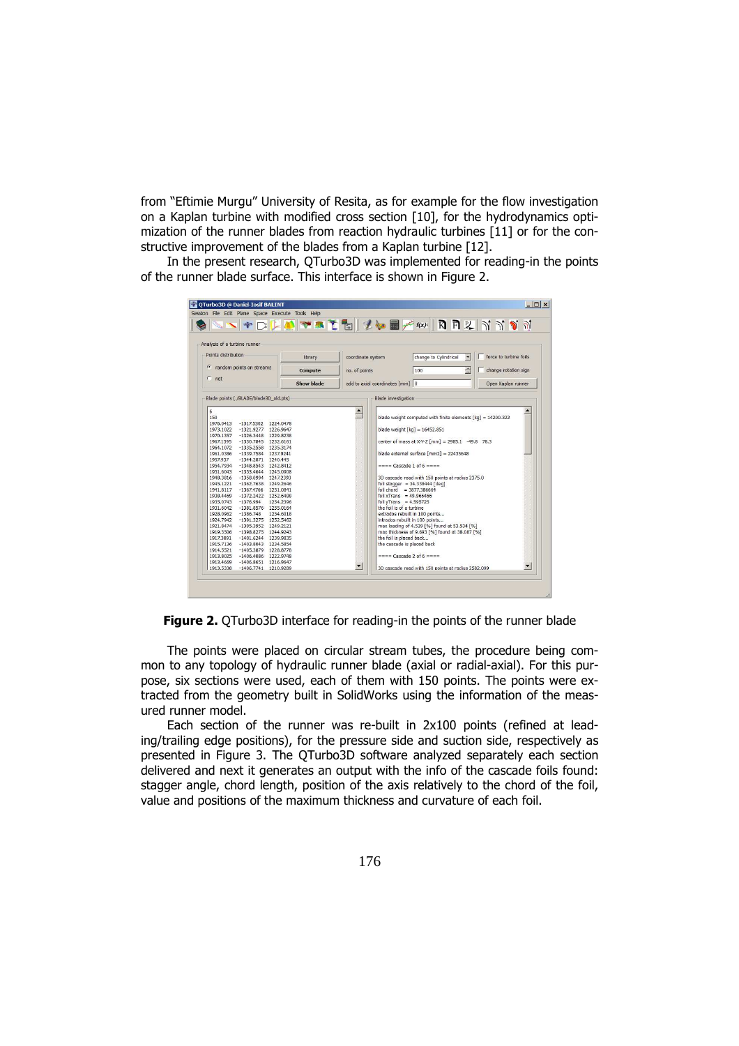from "Eftimie Murgu" University of Resita, as for example for the flow investigation on a Kaplan turbine with modified cross section [10], for the hydrodynamics optimization of the runner blades from reaction hydraulic turbines [11] or for the constructive improvement of the blades from a Kaplan turbine [12].

In the present research, QTurbo3D was implemented for reading-in the points of the runner blade surface. This interface is shown in Figure 2.

**Figure 2.** QTurbo3D interface for reading-in the points of the runner blade

The points were placed on circular stream tubes, the procedure being common to any topology of hydraulic runner blade (axial or radial-axial). For this purpose, six sections were used, each of them with 150 points. The points were extracted from the geometry built in SolidWorks using the information of the measured runner model.

Each section of the runner was re-built in 2x100 points (refined at leading/trailing edge positions), for the pressure side and suction side, respectively as presented in Figure 3. The QTurbo3D software analyzed separately each section delivered and next it generates an output with the info of the cascade foils found: stagger angle, chord length, position of the axis relatively to the chord of the foil, value and positions of the maximum thickness and curvature of each foil.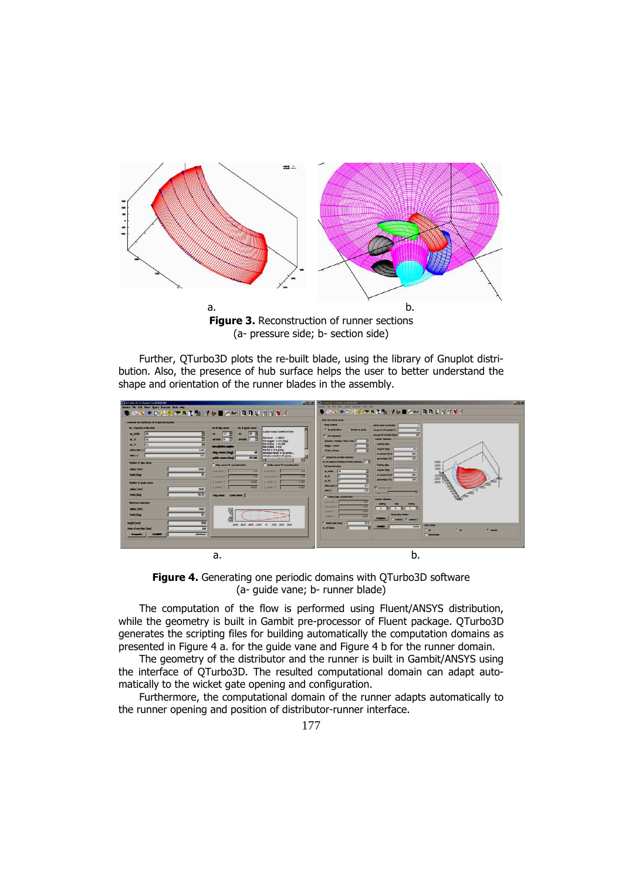a. b.

**Figure 3.** Reconstruction of runner sections
(a- pressure side; b- section side)

Further, QTurbo3D plots the re-built blade, using the library of Gnuplot distribution. Also, the presence of hub surface helps the user to better understand the shape and orientation of the runner blades in the assembly.

a. b.

**Figure 4.** Generating one periodic domains with QTurbo3D software
(a- guide vane; b- runner blade)

The computation of the flow is performed using Fluent/ANSYS distribution, while the geometry is built in Gambit pre-processor of Fluent package. QTurbo3D generates the scripting files for building automatically the computation domains as presented in Figure 4 a. for the guide vane and Figure 4 b for the runner domain.

The geometry of the distributor and the runner is built in Gambit/ANSYS using the interface of QTurbo3D. The resulted computational domain can adapt automatically to the wicket gate opening and configuration.

Furthermore, the computational domain of the runner adapts automatically to the runner opening and position of distributor-runner interface.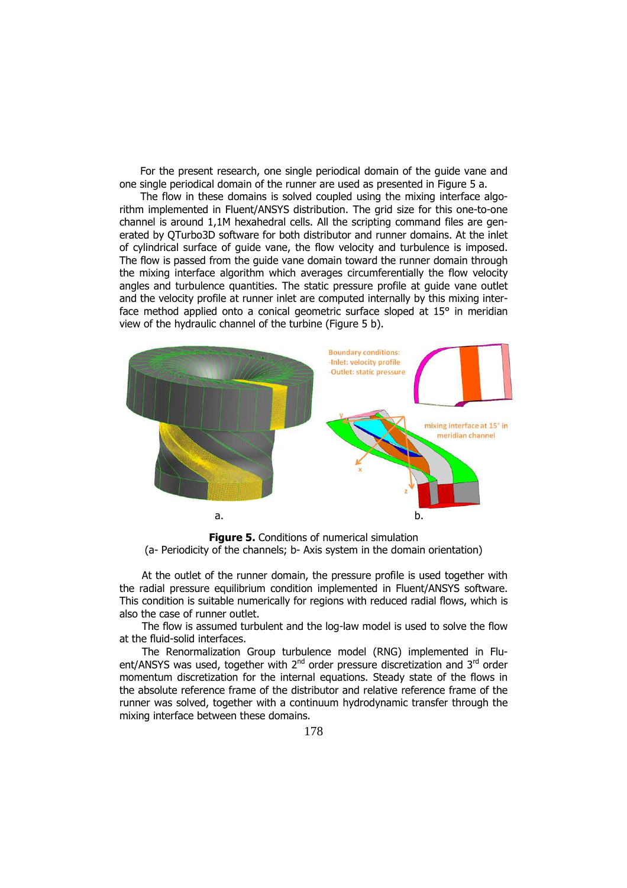For the present research, one single periodical domain of the guide vane and one single periodical domain of the runner are used as presented in Figure 5 a.

The flow in these domains is solved coupled using the mixing interface algorithm implemented in Fluent/ANSYS distribution. The grid size for this one-to-one channel is around 1,1M hexahedral cells. All the scripting command files are generated by QTurbo3D software for both distributor and runner domains. At the inlet of cylindrical surface of guide vane, the flow velocity and turbulence is imposed. The flow is passed from the guide vane domain toward the runner domain through the mixing interface algorithm which averages circumferentially the flow velocity angles and turbulence quantities. The static pressure profile at guide vane outlet and the velocity profile at runner inlet are computed internally by this mixing interface method applied onto a conical geometric surface sloped at 15° in meridian view of the hydraulic channel of the turbine (Figure 5 b).

**Figure 5.** Conditions of numerical simulation
(a- Periodicity of the channels; b- Axis system in the domain orientation)

At the outlet of the runner domain, the pressure profile is used together with the radial pressure equilibrium condition implemented in Fluent/ANSYS software. This condition is suitable numerically for regions with reduced radial flows, which is also the case of runner outlet.

The flow is assumed turbulent and the log-law model is used to solve the flow at the fluid-solid interfaces.

The Renormalization Group turbulence model (RNG) implemented in Fluent/ANSYS was used, together with 2[nd] order pressure discretization and 3[rd] order momentum discretization for the internal equations. Steady state of the flows in the absolute reference frame of the distributor and relative reference frame of the runner was solved, together with a continuum hydrodynamic transfer through the mixing interface between these domains.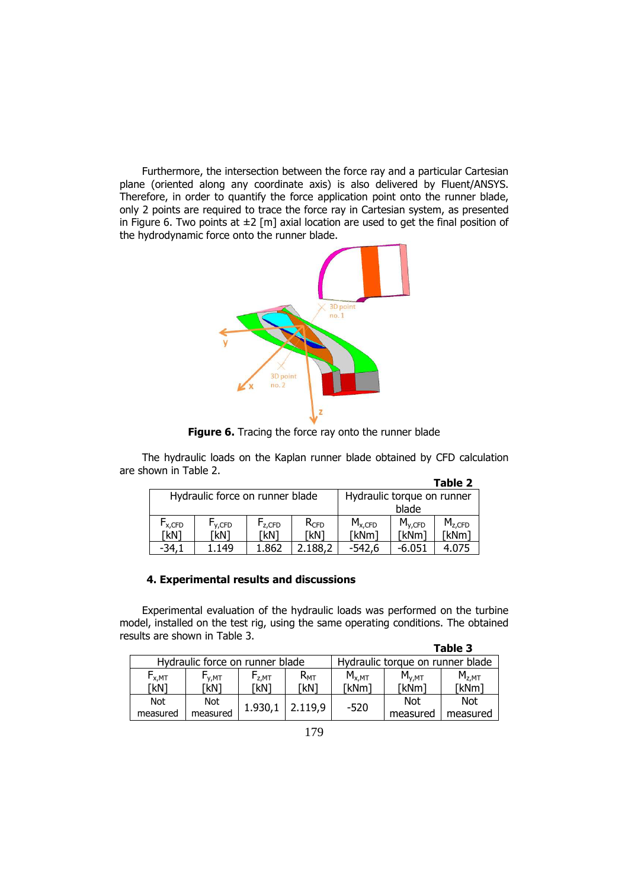Furthermore, the intersection between the force ray and a particular Cartesian plane (oriented along any coordinate axis) is also delivered by Fluent/ANSYS. Therefore, in order to quantify the force application point onto the runner blade, only 2 points are required to trace the force ray in Cartesian system, as presented in Figure 6. Two points at ±2 [m] axial location are used to get the final position of the hydrodynamic force onto the runner blade.

**Figure 6.** Tracing the force ray onto the runner blade

The hydraulic loads on the Kaplan runner blade obtained by CFD calculation are shown in Table 2.

**Table 2**

| Hydraulic force on runner blade | | | | Hydraulic torque on runner blade | | |
|---|---|---|---|---|---|---|
| $F_{x,CFD}$ [kN] | $F_{y,CFD}$ [kN] | $F_{z,CFD}$ [kN] | $R_{CFD}$ [kN] | $M_{x,CFD}$ [kNm] | $M_{y,CFD}$ [kNm] | $M_{z,CFD}$ [kNm] |
| -34,1 | 1.149 | 1.862 | 2.188,2 | -542,6 | -6.051 | 4.075 |

## 4. Experimental results and discussions

Experimental evaluation of the hydraulic loads was performed on the turbine model, installed on the test rig, using the same operating conditions. The obtained results are shown in Table 3.

**Table 3**

| Hydraulic force on runner blade | | | | Hydraulic torque on runner blade | | |
|---|---|---|---|---|---|---|
| $F_{x,MT}$ [kN] | $F_{y,MT}$ [kN] | $F_{z,MT}$ [kN] | $R_{MT}$ [kN] | $M_{x,MT}$ [kNm] | $M_{y,MT}$ [kNm] | $M_{z,MT}$ [kNm] |
| Not measured | Not measured | 1.930,1 | 2.119,9 | -520 | Not measured | Not measured |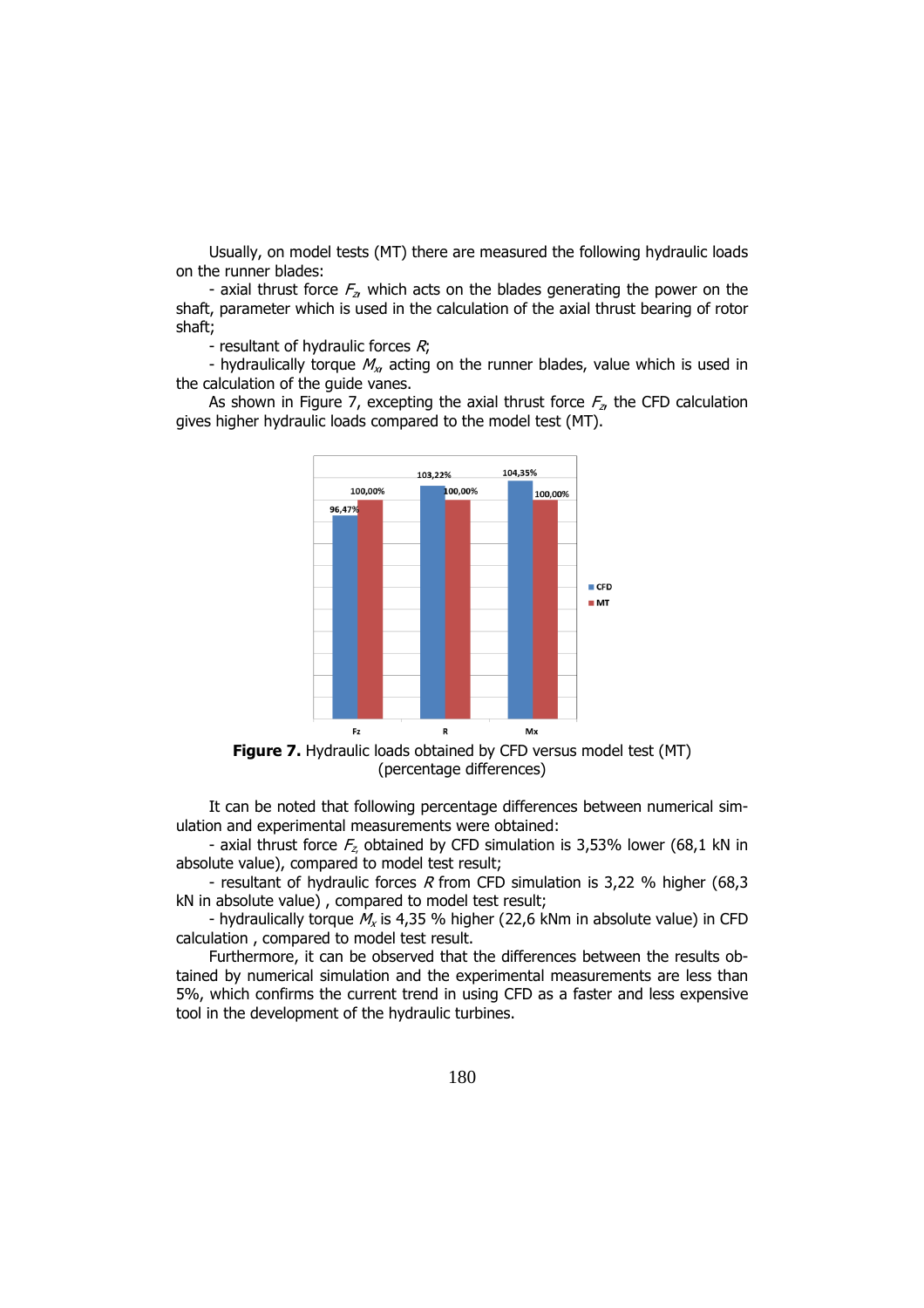Usually, on model tests (MT) there are measured the following hydraulic loads on the runner blades:

- axial thrust force $F_z$, which acts on the blades generating the power on the shaft, parameter which is used in the calculation of the axial thrust bearing of rotor shaft;
- resultant of hydraulic forces $R$;
- hydraulically torque $M_x$, acting on the runner blades, value which is used in the calculation of the guide vanes.

As shown in Figure 7, excepting the axial thrust force $F_z$, the CFD calculation gives higher hydraulic loads compared to the model test (MT).

**Figure 7.** Hydraulic loads obtained by CFD versus model test (MT) (percentage differences)

It can be noted that following percentage differences between numerical simulation and experimental measurements were obtained:

- axial thrust force $F_z$, obtained by CFD simulation is 3,53% lower (68,1 kN in absolute value), compared to model test result;
- resultant of hydraulic forces $R$ from CFD simulation is 3,22 % higher (68,3 kN in absolute value) , compared to model test result;
- hydraulically torque $M_x$ is 4,35 % higher (22,6 kNm in absolute value) in CFD calculation , compared to model test result.

Furthermore, it can be observed that the differences between the results obtained by numerical simulation and the experimental measurements are less than 5%, which confirms the current trend in using CFD as a faster and less expensive tool in the development of the hydraulic turbines.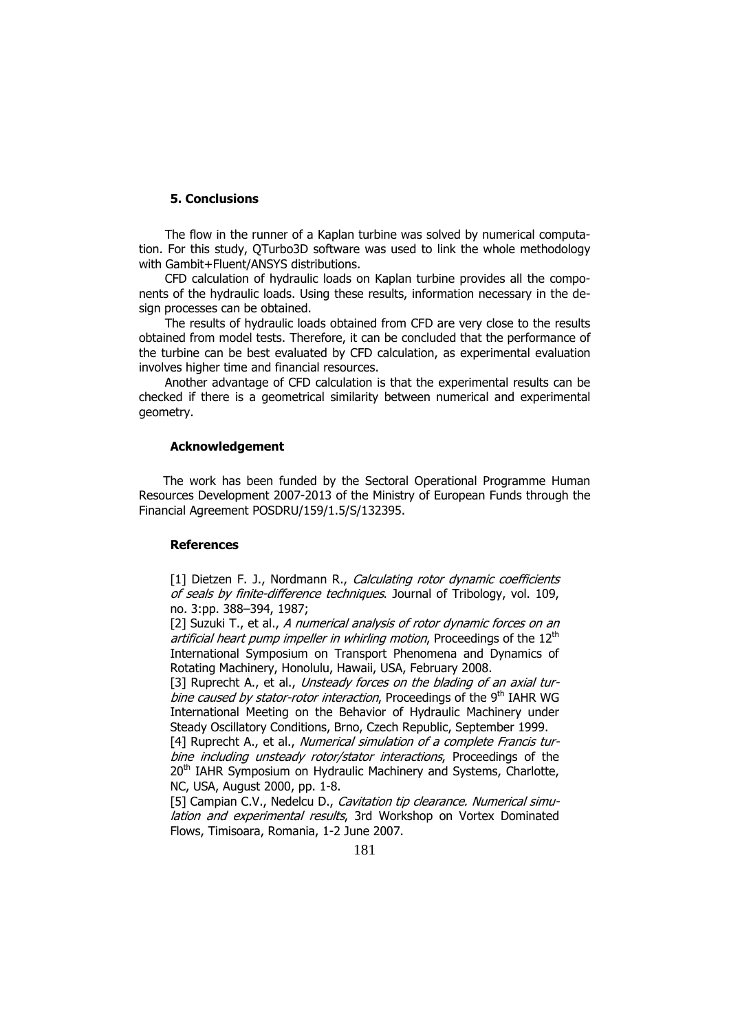## 5. Conclusions

The flow in the runner of a Kaplan turbine was solved by numerical computation. For this study, QTurbo3D software was used to link the whole methodology with Gambit+Fluent/ANSYS distributions.

CFD calculation of hydraulic loads on Kaplan turbine provides all the components of the hydraulic loads. Using these results, information necessary in the design processes can be obtained.

The results of hydraulic loads obtained from CFD are very close to the results obtained from model tests. Therefore, it can be concluded that the performance of the turbine can be best evaluated by CFD calculation, as experimental evaluation involves higher time and financial resources.

Another advantage of CFD calculation is that the experimental results can be checked if there is a geometrical similarity between numerical and experimental geometry.

### Acknowledgement

The work has been funded by the Sectoral Operational Programme Human Resources Development 2007-2013 of the Ministry of European Funds through the Financial Agreement POSDRU/159/1.5/S/132395.

### References

[1] Dietzen F. J., Nordmann R., *Calculating rotor dynamic coefficients of seals by finite-difference techniques*. Journal of Tribology, vol. 109, no. 3:pp. 388–394, 1987;

[2] Suzuki T., et al., *A numerical analysis of rotor dynamic forces on an artificial heart pump impeller in whirling motion*, Proceedings of the 12th International Symposium on Transport Phenomena and Dynamics of Rotating Machinery, Honolulu, Hawaii, USA, February 2008.

[3] Ruprecht A., et al., *Unsteady forces on the blading of an axial turbine caused by stator-rotor interaction*, Proceedings of the 9th IAHR WG International Meeting on the Behavior of Hydraulic Machinery under Steady Oscillatory Conditions, Brno, Czech Republic, September 1999.

[4] Ruprecht A., et al., *Numerical simulation of a complete Francis turbine including unsteady rotor/stator interactions*, Proceedings of the 20th IAHR Symposium on Hydraulic Machinery and Systems, Charlotte, NC, USA, August 2000, pp. 1-8.

[5] Campian C.V., Nedelcu D., *Cavitation tip clearance. Numerical simulation and experimental results*, 3rd Workshop on Vortex Dominated Flows, Timisoara, Romania, 1-2 June 2007.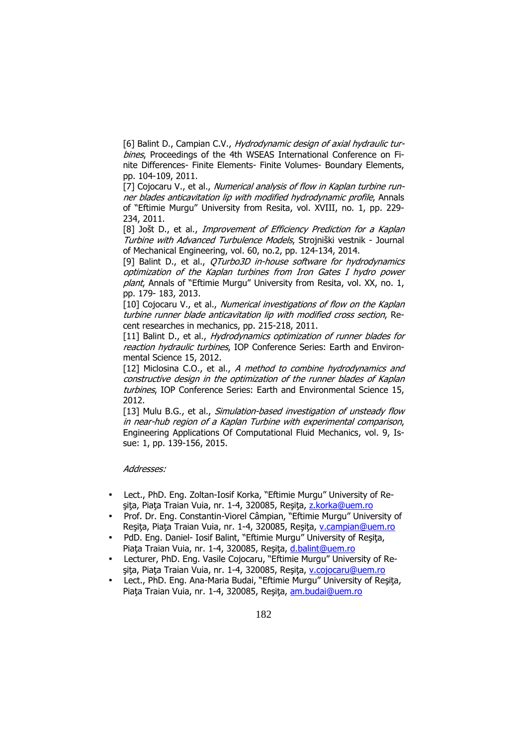[6] Balint D., Campian C.V., *Hydrodynamic design of axial hydraulic turbines*, Proceedings of the 4th WSEAS International Conference on Finite Differences- Finite Elements- Finite Volumes- Boundary Elements, pp. 104-109, 2011.

[7] Cojocaru V., et al., *Numerical analysis of flow in Kaplan turbine runner blades anticavitation lip with modified hydrodynamic profile*, Annals of "Eftimie Murgu" University from Resita, vol. XVIII, no. 1, pp. 229-234, 2011.

[8] Jošt D., et al., *Improvement of Efficiency Prediction for a Kaplan Turbine with Advanced Turbulence Models*, Strojniški vestnik - Journal of Mechanical Engineering, vol. 60, no.2, pp. 124-134, 2014.

[9] Balint D., et al., *QTurbo3D in-house software for hydrodynamics optimization of the Kaplan turbines from Iron Gates I hydro power plant*, Annals of "Eftimie Murgu" University from Resita, vol. XX, no. 1, pp. 179- 183, 2013.

[10] Cojocaru V., et al., *Numerical investigations of flow on the Kaplan turbine runner blade anticavitation lip with modified cross section*, Recent researches in mechanics, pp. 215-218, 2011.

[11] Balint D., et al., *Hydrodynamics optimization of runner blades for reaction hydraulic turbines*, IOP Conference Series: Earth and Environmental Science 15, 2012.

[12] Miclosina C.O., et al., *A method to combine hydrodynamics and constructive design in the optimization of the runner blades of Kaplan turbines*, IOP Conference Series: Earth and Environmental Science 15, 2012.

[13] Mulu B.G., et al., *Simulation-based investigation of unsteady flow in near-hub region of a Kaplan Turbine with experimental comparison*, Engineering Applications Of Computational Fluid Mechanics, vol. 9, Issue: 1, pp. 139-156, 2015.

*Addresses:*

- Lect., PhD. Eng. Zoltan-Iosif Korka, "Eftimie Murgu" University of Reşiţa, Piaţa Traian Vuia, nr. 1-4, 320085, Reşiţa, z.korka@uem.ro
- Prof. Dr. Eng. Constantin-Viorel Câmpian, "Eftimie Murgu" University of Reşiţa, Piaţa Traian Vuia, nr. 1-4, 320085, Reşiţa, v.campian@uem.ro
- PdD. Eng. Daniel- Iosif Balint, "Eftimie Murgu" University of Reşiţa, Piaţa Traian Vuia, nr. 1-4, 320085, Reşiţa, d.balint@uem.ro
- Lecturer, PhD. Eng. Vasile Cojocaru, "Eftimie Murgu" University of Reşiţa, Piaţa Traian Vuia, nr. 1-4, 320085, Reşiţa, v.cojocaru@uem.ro
- Lect., PhD. Eng. Ana-Maria Budai, "Eftimie Murgu" University of Reşiţa, Piaţa Traian Vuia, nr. 1-4, 320085, Reşiţa, am.budai@uem.ro